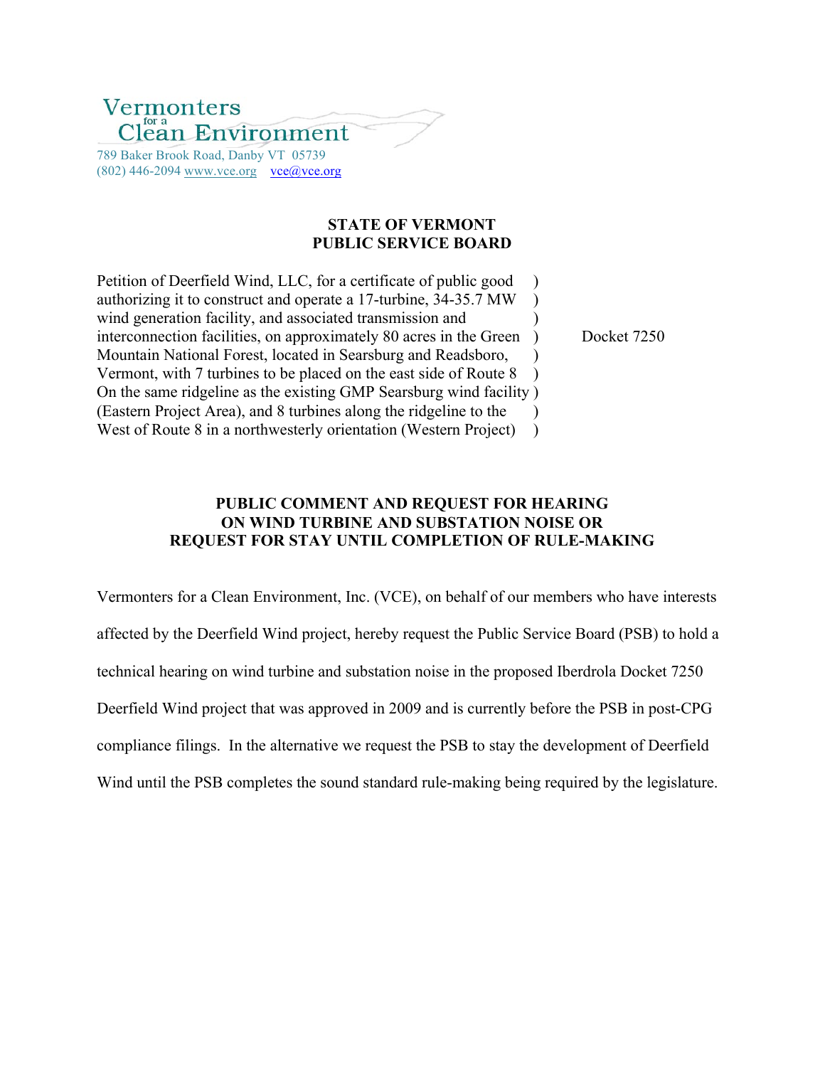Vermonters for a Clean Environment

789 Baker Brook Road, Danby VT 05739
(802) 446-2094 www.vce.org vce@vce.org

**STATE OF VERMONT**
**PUBLIC SERVICE BOARD**

| | |
|---|---|
| Petition of Deerfield Wind, LLC, for a certificate of public good authorizing it to construct and operate a 17-turbine, 34-35.7 MW wind generation facility, and associated transmission and interconnection facilities, on approximately 80 acres in the Green Mountain National Forest, located in Searsburg and Readsboro, Vermont, with 7 turbines to be placed on the east side of Route 8 On the same ridgeline as the existing GMP Searsburg wind facility (Eastern Project Area), and 8 turbines along the ridgeline to the West of Route 8 in a northwesterly orientation (Western Project) | Docket 7250 |

**PUBLIC COMMENT AND REQUEST FOR HEARING ON WIND TURBINE AND SUBSTATION NOISE OR REQUEST FOR STAY UNTIL COMPLETION OF RULE-MAKING**

Vermonters for a Clean Environment, Inc. (VCE), on behalf of our members who have interests affected by the Deerfield Wind project, hereby request the Public Service Board (PSB) to hold a technical hearing on wind turbine and substation noise in the proposed Iberdrola Docket 7250 Deerfield Wind project that was approved in 2009 and is currently before the PSB in post-CPG compliance filings. In the alternative we request the PSB to stay the development of Deerfield Wind until the PSB completes the sound standard rule-making being required by the legislature.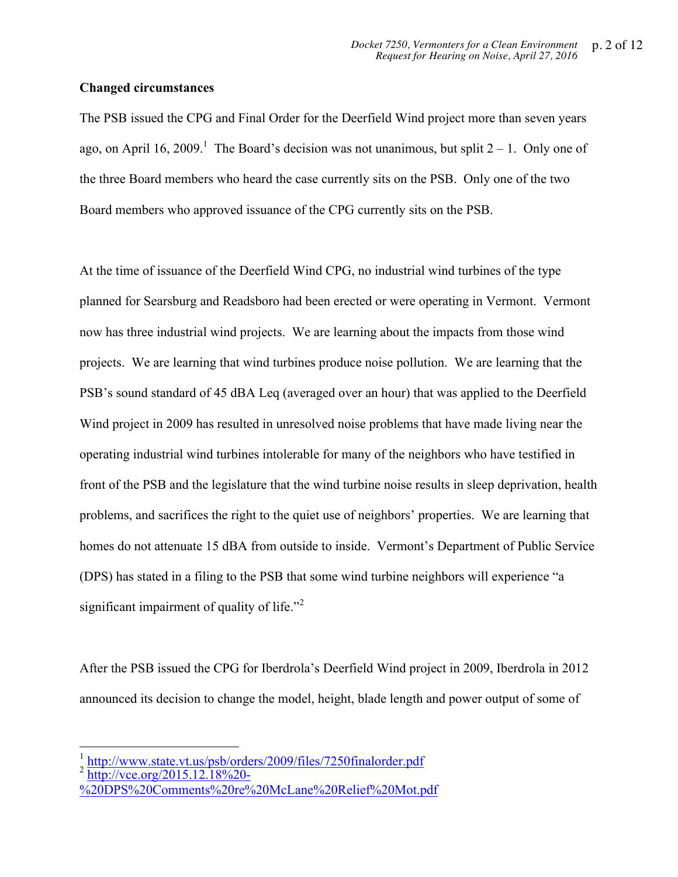**Changed circumstances**

The PSB issued the CPG and Final Order for the Deerfield Wind project more than seven years ago, on April 16, 2009.[1] The Board's decision was not unanimous, but split 2 – 1. Only one of the three Board members who heard the case currently sits on the PSB. Only one of the two Board members who approved issuance of the CPG currently sits on the PSB.

At the time of issuance of the Deerfield Wind CPG, no industrial wind turbines of the type planned for Searsburg and Readsboro had been erected or were operating in Vermont. Vermont now has three industrial wind projects. We are learning about the impacts from those wind projects. We are learning that wind turbines produce noise pollution. We are learning that the PSB's sound standard of 45 dBA Leq (averaged over an hour) that was applied to the Deerfield Wind project in 2009 has resulted in unresolved noise problems that have made living near the operating industrial wind turbines intolerable for many of the neighbors who have testified in front of the PSB and the legislature that the wind turbine noise results in sleep deprivation, health problems, and sacrifices the right to the quiet use of neighbors' properties. We are learning that homes do not attenuate 15 dBA from outside to inside. Vermont's Department of Public Service (DPS) has stated in a filing to the PSB that some wind turbine neighbors will experience "a significant impairment of quality of life."[2]

After the PSB issued the CPG for Iberdrola's Deerfield Wind project in 2009, Iberdrola in 2012 announced its decision to change the model, height, blade length and power output of some of

---

[1] http://www.state.vt.us/psb/orders/2009/files/7250finalorder.pdf

[2] http://vce.org/2015.12.18%20-%20DPS%20Comments%20re%20McLane%20Relief%20Mot.pdf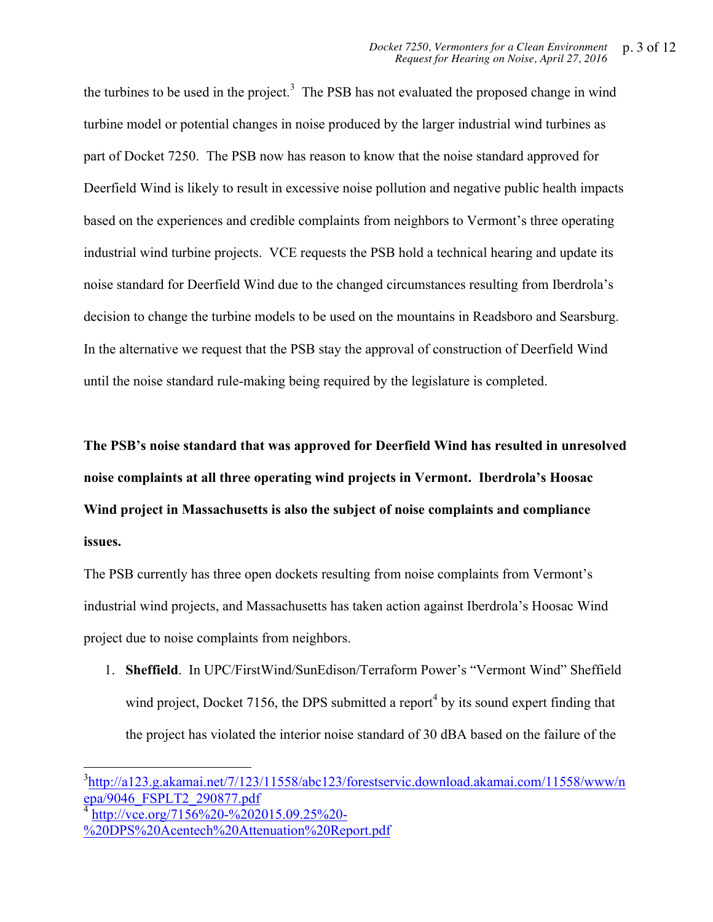the turbines to be used in the project.[3] The PSB has not evaluated the proposed change in wind turbine model or potential changes in noise produced by the larger industrial wind turbines as part of Docket 7250. The PSB now has reason to know that the noise standard approved for Deerfield Wind is likely to result in excessive noise pollution and negative public health impacts based on the experiences and credible complaints from neighbors to Vermont's three operating industrial wind turbine projects. VCE requests the PSB hold a technical hearing and update its noise standard for Deerfield Wind due to the changed circumstances resulting from Iberdrola's decision to change the turbine models to be used on the mountains in Readsboro and Searsburg. In the alternative we request that the PSB stay the approval of construction of Deerfield Wind until the noise standard rule-making being required by the legislature is completed.

**The PSB's noise standard that was approved for Deerfield Wind has resulted in unresolved noise complaints at all three operating wind projects in Vermont. Iberdrola's Hoosac Wind project in Massachusetts is also the subject of noise complaints and compliance issues.**

The PSB currently has three open dockets resulting from noise complaints from Vermont's industrial wind projects, and Massachusetts has taken action against Iberdrola's Hoosac Wind project due to noise complaints from neighbors.

1. **Sheffield**. In UPC/FirstWind/SunEdison/Terraform Power's "Vermont Wind" Sheffield wind project, Docket 7156, the DPS submitted a report[4] by its sound expert finding that the project has violated the interior noise standard of 30 dBA based on the failure of the

---

[3] http://a123.g.akamai.net/7/123/11558/abc123/forestservic.download.akamai.com/11558/www/nepa/9046_FSPLT2_290877.pdf

[4] http://vce.org/7156%20-%202015.09.25%20-%20DPS%20Acentech%20Attenuation%20Report.pdf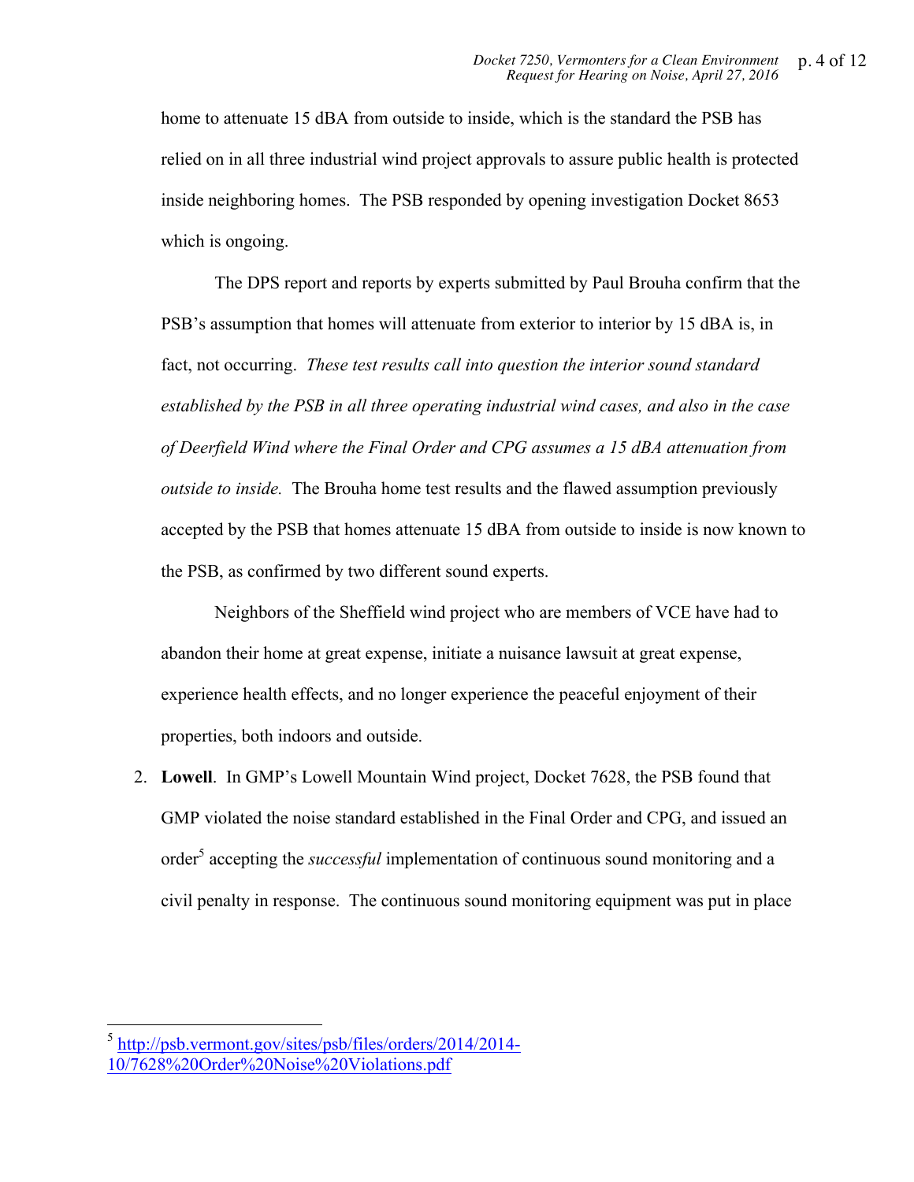home to attenuate 15 dBA from outside to inside, which is the standard the PSB has relied on in all three industrial wind project approvals to assure public health is protected inside neighboring homes. The PSB responded by opening investigation Docket 8653 which is ongoing.

The DPS report and reports by experts submitted by Paul Brouha confirm that the PSB's assumption that homes will attenuate from exterior to interior by 15 dBA is, in fact, not occurring. *These test results call into question the interior sound standard established by the PSB in all three operating industrial wind cases, and also in the case of Deerfield Wind where the Final Order and CPG assumes a 15 dBA attenuation from outside to inside.* The Brouha home test results and the flawed assumption previously accepted by the PSB that homes attenuate 15 dBA from outside to inside is now known to the PSB, as confirmed by two different sound experts.

Neighbors of the Sheffield wind project who are members of VCE have had to abandon their home at great expense, initiate a nuisance lawsuit at great expense, experience health effects, and no longer experience the peaceful enjoyment of their properties, both indoors and outside.

2. **Lowell**. In GMP's Lowell Mountain Wind project, Docket 7628, the PSB found that GMP violated the noise standard established in the Final Order and CPG, and issued an order[5] accepting the *successful* implementation of continuous sound monitoring and a civil penalty in response. The continuous sound monitoring equipment was put in place

---

[5] http://psb.vermont.gov/sites/psb/files/orders/2014/2014-10/7628%20Order%20Noise%20Violations.pdf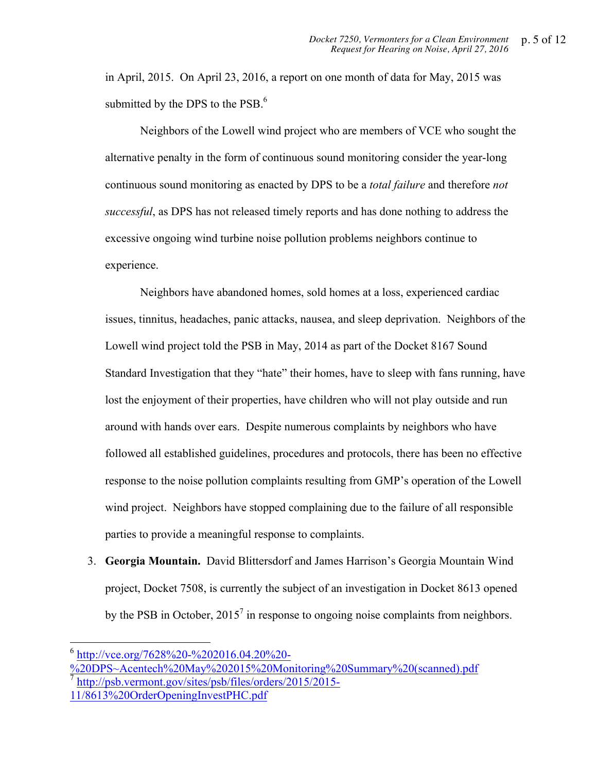in April, 2015. On April 23, 2016, a report on one month of data for May, 2015 was submitted by the DPS to the PSB.[6]

Neighbors of the Lowell wind project who are members of VCE who sought the alternative penalty in the form of continuous sound monitoring consider the year-long continuous sound monitoring as enacted by DPS to be a *total failure* and therefore *not successful*, as DPS has not released timely reports and has done nothing to address the excessive ongoing wind turbine noise pollution problems neighbors continue to experience.

Neighbors have abandoned homes, sold homes at a loss, experienced cardiac issues, tinnitus, headaches, panic attacks, nausea, and sleep deprivation. Neighbors of the Lowell wind project told the PSB in May, 2014 as part of the Docket 8167 Sound Standard Investigation that they "hate" their homes, have to sleep with fans running, have lost the enjoyment of their properties, have children who will not play outside and run around with hands over ears. Despite numerous complaints by neighbors who have followed all established guidelines, procedures and protocols, there has been no effective response to the noise pollution complaints resulting from GMP's operation of the Lowell wind project. Neighbors have stopped complaining due to the failure of all responsible parties to provide a meaningful response to complaints.

3. **Georgia Mountain.** David Blittersdorf and James Harrison's Georgia Mountain Wind project, Docket 7508, is currently the subject of an investigation in Docket 8613 opened by the PSB in October, 2015[7] in response to ongoing noise complaints from neighbors.

---

[6] http://vce.org/7628%20-%202016.04.20%20-%20DPS~Acentech%20May%202015%20Monitoring%20Summary%20(scanned).pdf

[7] http://psb.vermont.gov/sites/psb/files/orders/2015/2015-11/8613%20OrderOpeningInvestPHC.pdf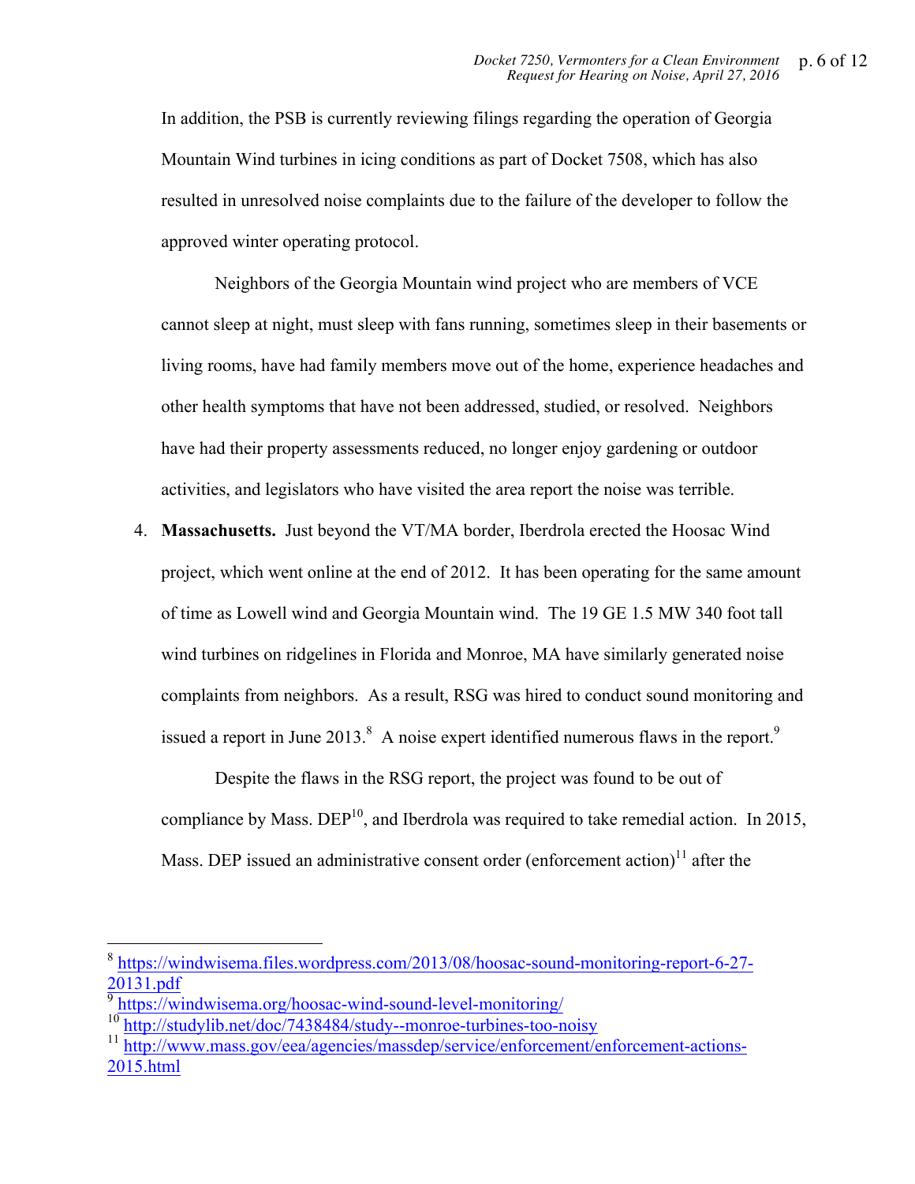In addition, the PSB is currently reviewing filings regarding the operation of Georgia Mountain Wind turbines in icing conditions as part of Docket 7508, which has also resulted in unresolved noise complaints due to the failure of the developer to follow the approved winter operating protocol.

Neighbors of the Georgia Mountain wind project who are members of VCE cannot sleep at night, must sleep with fans running, sometimes sleep in their basements or living rooms, have had family members move out of the home, experience headaches and other health symptoms that have not been addressed, studied, or resolved. Neighbors have had their property assessments reduced, no longer enjoy gardening or outdoor activities, and legislators who have visited the area report the noise was terrible.

4. **Massachusetts.** Just beyond the VT/MA border, Iberdrola erected the Hoosac Wind project, which went online at the end of 2012. It has been operating for the same amount of time as Lowell wind and Georgia Mountain wind. The 19 GE 1.5 MW 340 foot tall wind turbines on ridgelines in Florida and Monroe, MA have similarly generated noise complaints from neighbors. As a result, RSG was hired to conduct sound monitoring and issued a report in June 2013.[8] A noise expert identified numerous flaws in the report.[9]

   Despite the flaws in the RSG report, the project was found to be out of compliance by Mass. DEP[10], and Iberdrola was required to take remedial action. In 2015, Mass. DEP issued an administrative consent order (enforcement action)[11] after the

---

[8] https://windwisema.files.wordpress.com/2013/08/hoosac-sound-monitoring-report-6-27-20131.pdf

[9] https://windwisema.org/hoosac-wind-sound-level-monitoring/

[10] http://studylib.net/doc/7438484/study--monroe-turbines-too-noisy

[11] http://www.mass.gov/eea/agencies/massdep/service/enforcement/enforcement-actions-2015.html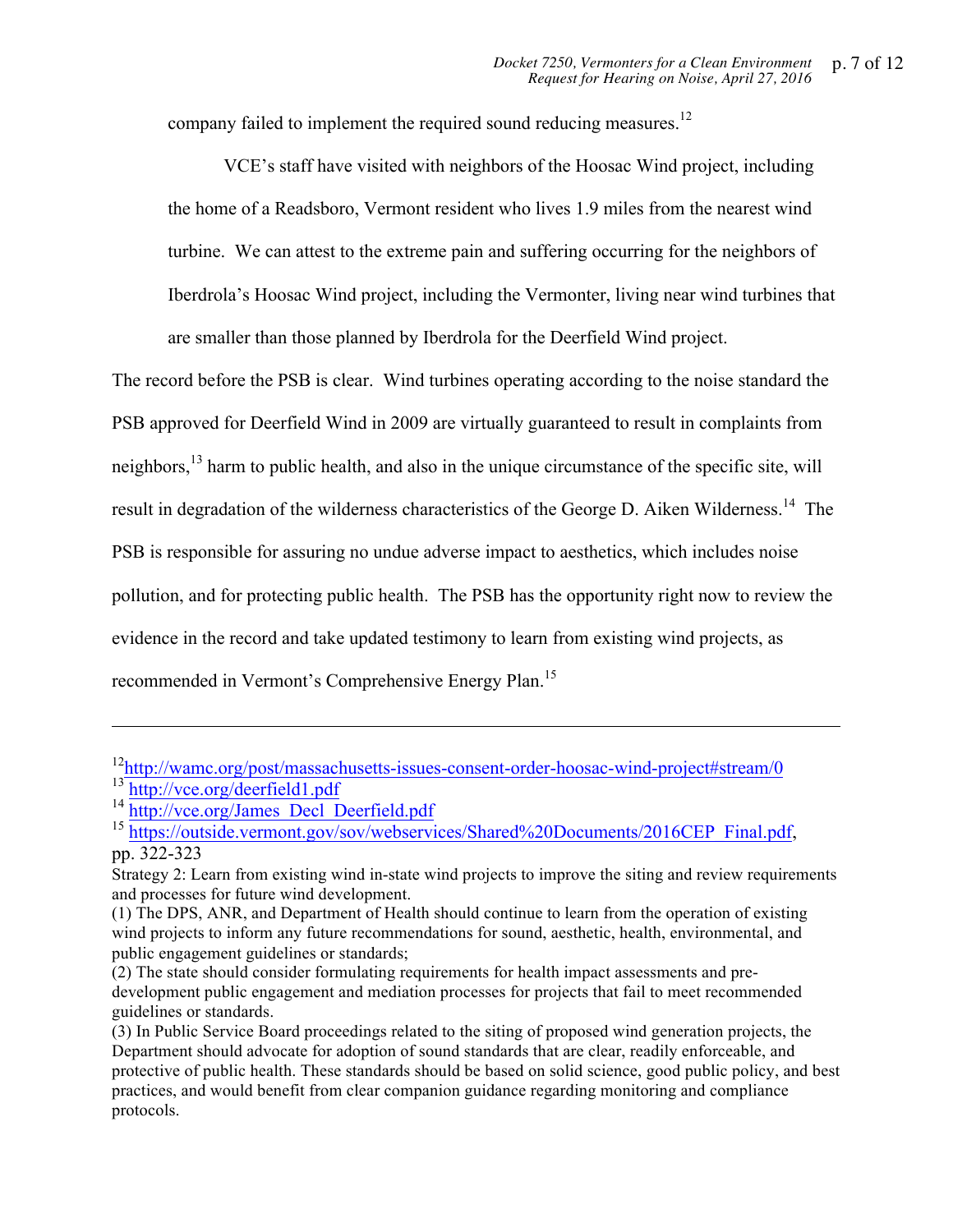company failed to implement the required sound reducing measures.[12]

> VCE's staff have visited with neighbors of the Hoosac Wind project, including the home of a Readsboro, Vermont resident who lives 1.9 miles from the nearest wind turbine. We can attest to the extreme pain and suffering occurring for the neighbors of Iberdrola's Hoosac Wind project, including the Vermonter, living near wind turbines that are smaller than those planned by Iberdrola for the Deerfield Wind project.

The record before the PSB is clear. Wind turbines operating according to the noise standard the PSB approved for Deerfield Wind in 2009 are virtually guaranteed to result in complaints from neighbors,[13] harm to public health, and also in the unique circumstance of the specific site, will result in degradation of the wilderness characteristics of the George D. Aiken Wilderness.[14] The PSB is responsible for assuring no undue adverse impact to aesthetics, which includes noise pollution, and for protecting public health. The PSB has the opportunity right now to review the evidence in the record and take updated testimony to learn from existing wind projects, as recommended in Vermont's Comprehensive Energy Plan.[15]

---

[12] http://wamc.org/post/massachusetts-issues-consent-order-hoosac-wind-project#stream/0

[13] http://vce.org/deerfield1.pdf

[14] http://vce.org/James_Decl_Deerfield.pdf

[15] https://outside.vermont.gov/sov/webservices/Shared%20Documents/2016CEP_Final.pdf, pp. 322-323

Strategy 2: Learn from existing wind in-state wind projects to improve the siting and review requirements and processes for future wind development.

(1) The DPS, ANR, and Department of Health should continue to learn from the operation of existing wind projects to inform any future recommendations for sound, aesthetic, health, environmental, and public engagement guidelines or standards;

(2) The state should consider formulating requirements for health impact assessments and pre-development public engagement and mediation processes for projects that fail to meet recommended guidelines or standards.

(3) In Public Service Board proceedings related to the siting of proposed wind generation projects, the Department should advocate for adoption of sound standards that are clear, readily enforceable, and protective of public health. These standards should be based on solid science, good public policy, and best practices, and would benefit from clear companion guidance regarding monitoring and compliance protocols.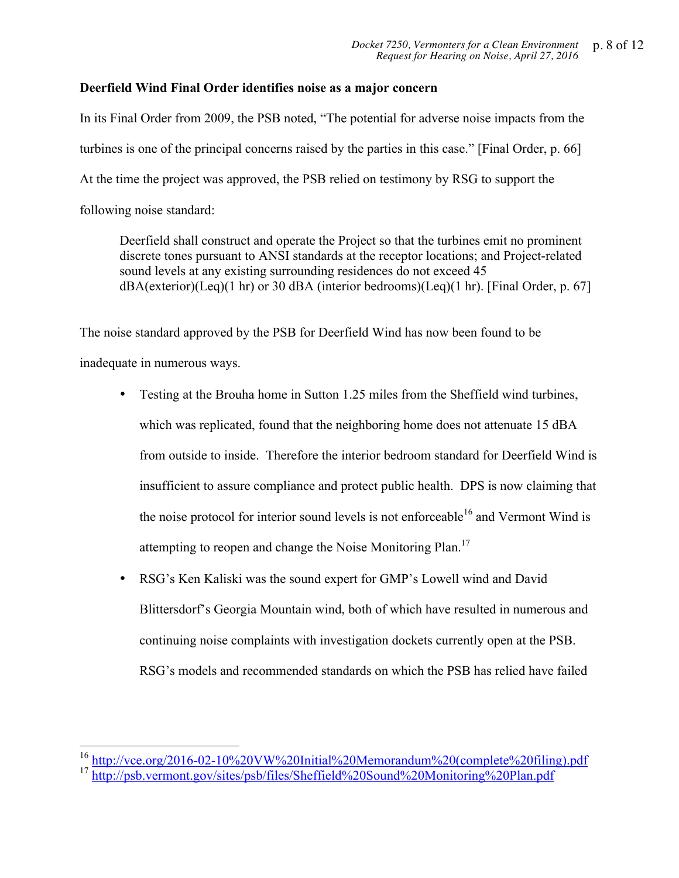**Deerfield Wind Final Order identifies noise as a major concern**

In its Final Order from 2009, the PSB noted, "The potential for adverse noise impacts from the turbines is one of the principal concerns raised by the parties in this case." [Final Order, p. 66] At the time the project was approved, the PSB relied on testimony by RSG to support the following noise standard:

> Deerfield shall construct and operate the Project so that the turbines emit no prominent discrete tones pursuant to ANSI standards at the receptor locations; and Project-related sound levels at any existing surrounding residences do not exceed 45 dBA(exterior)(Leq)(1 hr) or 30 dBA (interior bedrooms)(Leq)(1 hr). [Final Order, p. 67]

The noise standard approved by the PSB for Deerfield Wind has now been found to be inadequate in numerous ways.

- Testing at the Brouha home in Sutton 1.25 miles from the Sheffield wind turbines, which was replicated, found that the neighboring home does not attenuate 15 dBA from outside to inside. Therefore the interior bedroom standard for Deerfield Wind is insufficient to assure compliance and protect public health. DPS is now claiming that the noise protocol for interior sound levels is not enforceable[16] and Vermont Wind is attempting to reopen and change the Noise Monitoring Plan.[17]
- RSG's Ken Kaliski was the sound expert for GMP's Lowell wind and David Blittersdorf's Georgia Mountain wind, both of which have resulted in numerous and continuing noise complaints with investigation dockets currently open at the PSB. RSG's models and recommended standards on which the PSB has relied have failed

---

[16] http://vce.org/2016-02-10%20VW%20Initial%20Memorandum%20(complete%20filing).pdf

[17] http://psb.vermont.gov/sites/psb/files/Sheffield%20Sound%20Monitoring%20Plan.pdf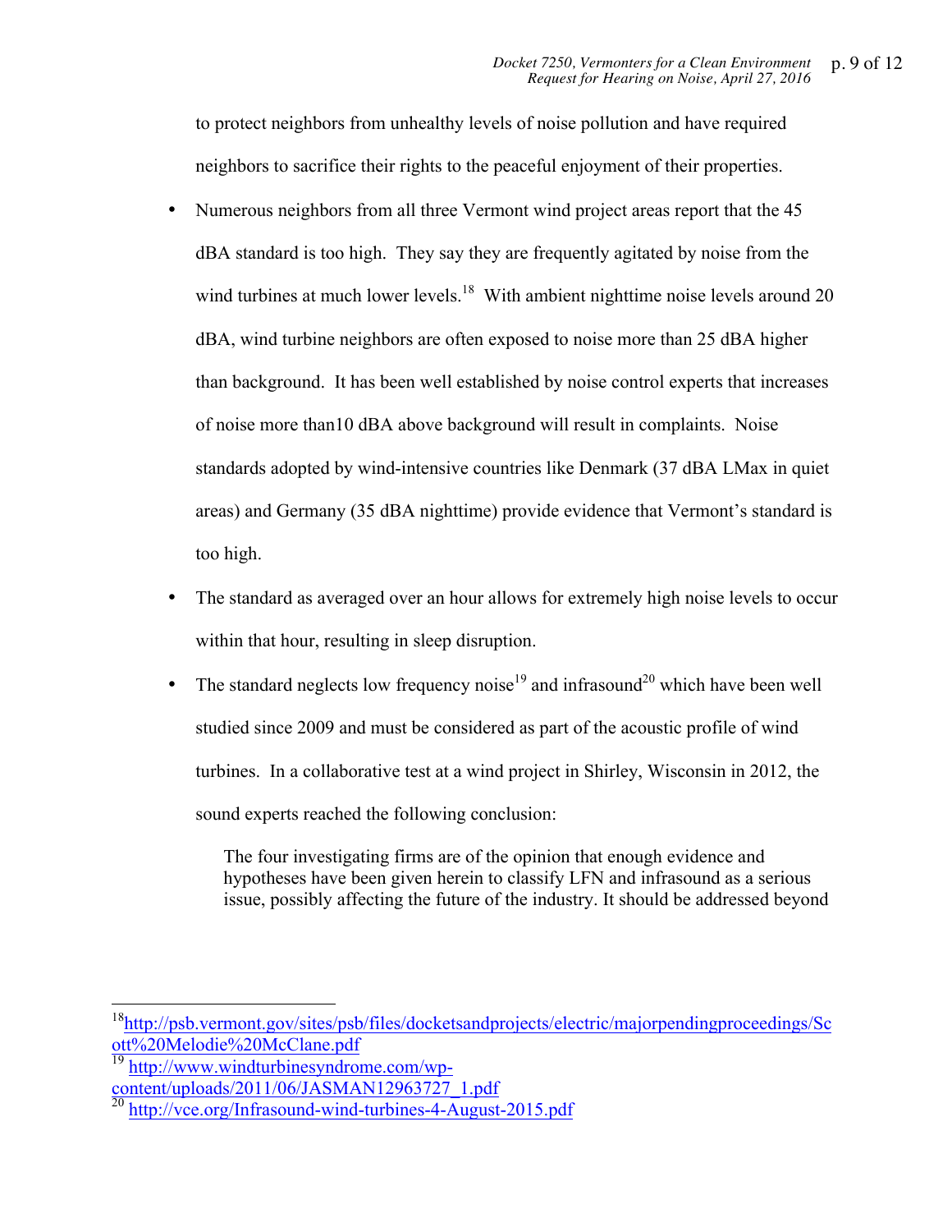to protect neighbors from unhealthy levels of noise pollution and have required neighbors to sacrifice their rights to the peaceful enjoyment of their properties.

- Numerous neighbors from all three Vermont wind project areas report that the 45 dBA standard is too high. They say they are frequently agitated by noise from the wind turbines at much lower levels.[18] With ambient nighttime noise levels around 20 dBA, wind turbine neighbors are often exposed to noise more than 25 dBA higher than background. It has been well established by noise control experts that increases of noise more than10 dBA above background will result in complaints. Noise standards adopted by wind-intensive countries like Denmark (37 dBA LMax in quiet areas) and Germany (35 dBA nighttime) provide evidence that Vermont's standard is too high.
- The standard as averaged over an hour allows for extremely high noise levels to occur within that hour, resulting in sleep disruption.
- The standard neglects low frequency noise[19] and infrasound[20] which have been well studied since 2009 and must be considered as part of the acoustic profile of wind turbines. In a collaborative test at a wind project in Shirley, Wisconsin in 2012, the sound experts reached the following conclusion:

> The four investigating firms are of the opinion that enough evidence and hypotheses have been given herein to classify LFN and infrasound as a serious issue, possibly affecting the future of the industry. It should be addressed beyond

---

[18] http://psb.vermont.gov/sites/psb/files/docketsandprojects/electric/majorpendingproceedings/Scott%20Melodie%20McClane.pdf

[19] http://www.windturbinesyndrome.com/wp-content/uploads/2011/06/JASMAN12963727_1.pdf

[20] http://vce.org/Infrasound-wind-turbines-4-August-2015.pdf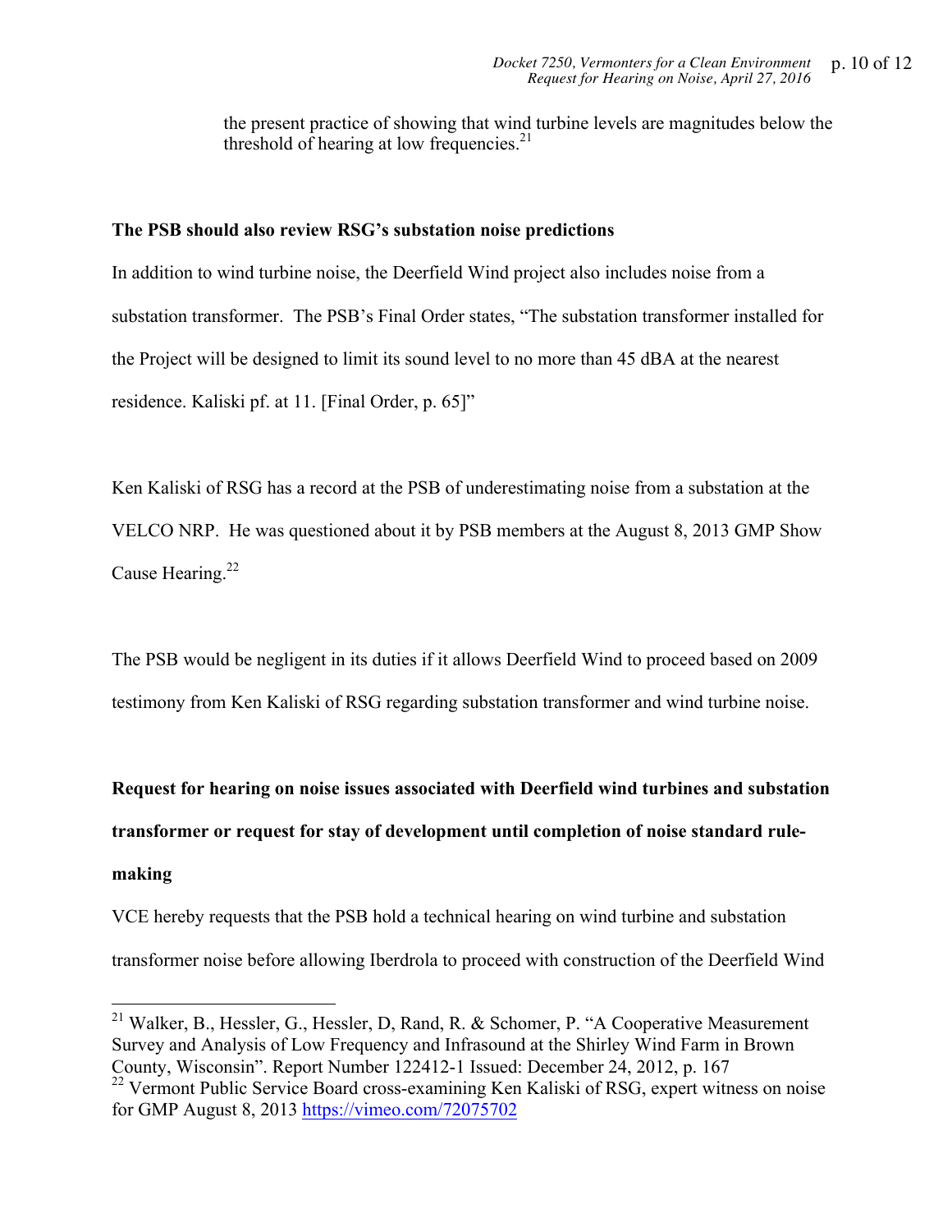the present practice of showing that wind turbine levels are magnitudes below the threshold of hearing at low frequencies.[21]

**The PSB should also review RSG's substation noise predictions**

In addition to wind turbine noise, the Deerfield Wind project also includes noise from a substation transformer. The PSB's Final Order states, "The substation transformer installed for the Project will be designed to limit its sound level to no more than 45 dBA at the nearest residence. Kaliski pf. at 11. [Final Order, p. 65]"

Ken Kaliski of RSG has a record at the PSB of underestimating noise from a substation at the VELCO NRP. He was questioned about it by PSB members at the August 8, 2013 GMP Show Cause Hearing.[22]

The PSB would be negligent in its duties if it allows Deerfield Wind to proceed based on 2009 testimony from Ken Kaliski of RSG regarding substation transformer and wind turbine noise.

**Request for hearing on noise issues associated with Deerfield wind turbines and substation transformer or request for stay of development until completion of noise standard rule-making**

VCE hereby requests that the PSB hold a technical hearing on wind turbine and substation transformer noise before allowing Iberdrola to proceed with construction of the Deerfield Wind

---

[21] Walker, B., Hessler, G., Hessler, D, Rand, R. & Schomer, P. "A Cooperative Measurement Survey and Analysis of Low Frequency and Infrasound at the Shirley Wind Farm in Brown County, Wisconsin". Report Number 122412-1 Issued: December 24, 2012, p. 167

[22] Vermont Public Service Board cross-examining Ken Kaliski of RSG, expert witness on noise for GMP August 8, 2013 https://vimeo.com/72075702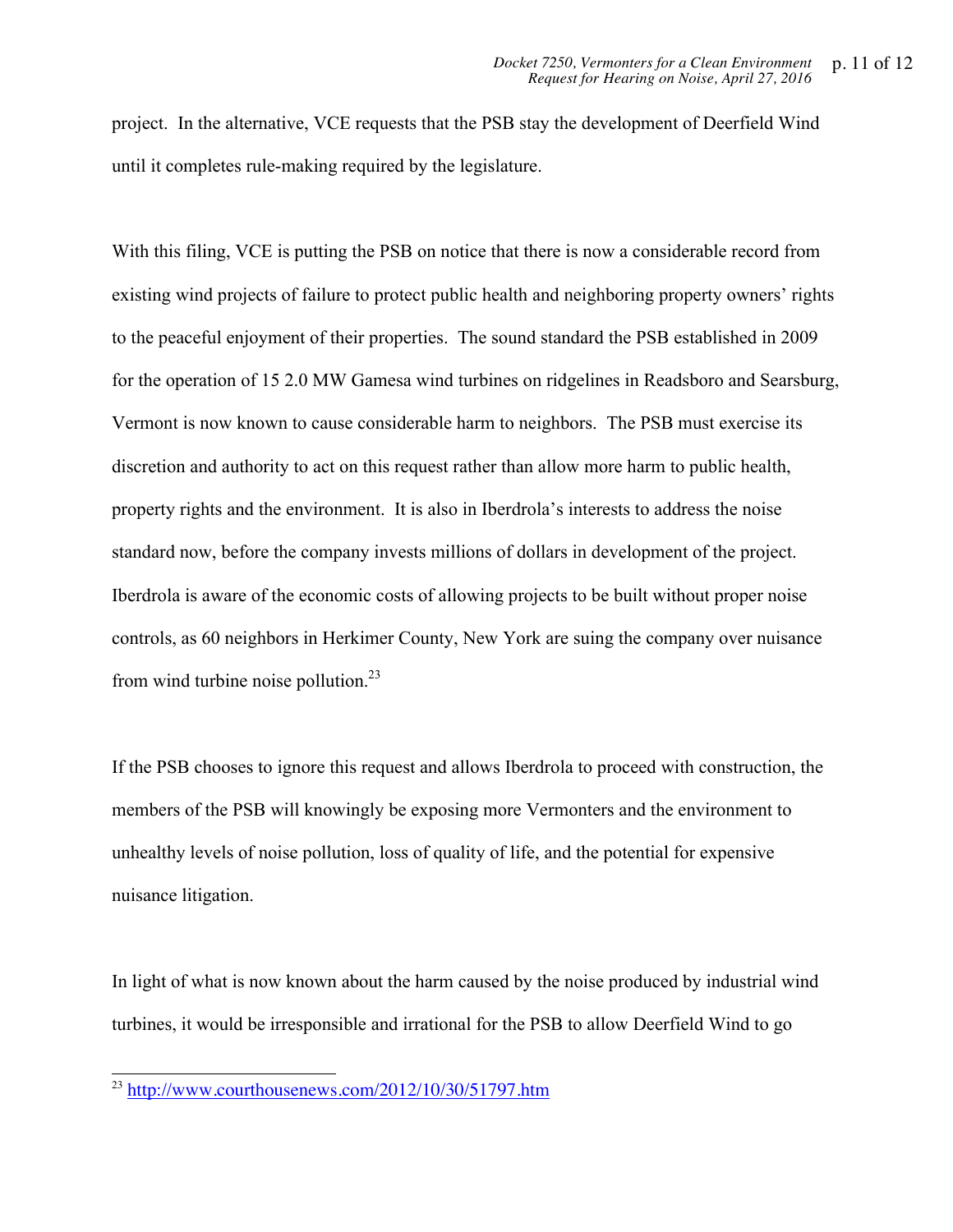project. In the alternative, VCE requests that the PSB stay the development of Deerfield Wind until it completes rule-making required by the legislature.

With this filing, VCE is putting the PSB on notice that there is now a considerable record from existing wind projects of failure to protect public health and neighboring property owners' rights to the peaceful enjoyment of their properties. The sound standard the PSB established in 2009 for the operation of 15 2.0 MW Gamesa wind turbines on ridgelines in Readsboro and Searsburg, Vermont is now known to cause considerable harm to neighbors. The PSB must exercise its discretion and authority to act on this request rather than allow more harm to public health, property rights and the environment. It is also in Iberdrola's interests to address the noise standard now, before the company invests millions of dollars in development of the project. Iberdrola is aware of the economic costs of allowing projects to be built without proper noise controls, as 60 neighbors in Herkimer County, New York are suing the company over nuisance from wind turbine noise pollution.[23]

If the PSB chooses to ignore this request and allows Iberdrola to proceed with construction, the members of the PSB will knowingly be exposing more Vermonters and the environment to unhealthy levels of noise pollution, loss of quality of life, and the potential for expensive nuisance litigation.

In light of what is now known about the harm caused by the noise produced by industrial wind turbines, it would be irresponsible and irrational for the PSB to allow Deerfield Wind to go

[23] http://www.courthousenews.com/2012/10/30/51797.htm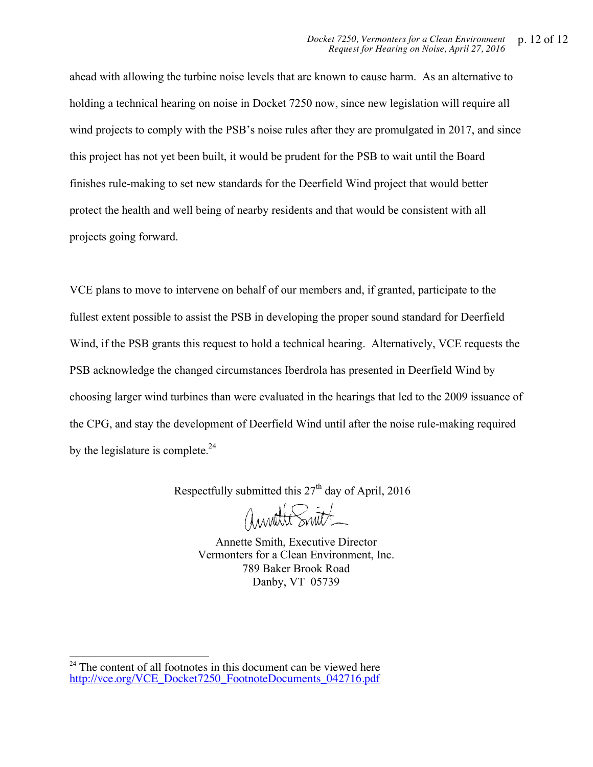ahead with allowing the turbine noise levels that are known to cause harm. As an alternative to holding a technical hearing on noise in Docket 7250 now, since new legislation will require all wind projects to comply with the PSB's noise rules after they are promulgated in 2017, and since this project has not yet been built, it would be prudent for the PSB to wait until the Board finishes rule-making to set new standards for the Deerfield Wind project that would better protect the health and well being of nearby residents and that would be consistent with all projects going forward.

VCE plans to move to intervene on behalf of our members and, if granted, participate to the fullest extent possible to assist the PSB in developing the proper sound standard for Deerfield Wind, if the PSB grants this request to hold a technical hearing. Alternatively, VCE requests the PSB acknowledge the changed circumstances Iberdrola has presented in Deerfield Wind by choosing larger wind turbines than were evaluated in the hearings that led to the 2009 issuance of the CPG, and stay the development of Deerfield Wind until after the noise rule-making required by the legislature is complete.[24]

Respectfully submitted this 27th day of April, 2016

Annette Smith, Executive Director
Vermonters for a Clean Environment, Inc.
789 Baker Brook Road
Danby, VT 05739

---

[24] The content of all footnotes in this document can be viewed here http://vce.org/VCE_Docket7250_FootnoteDocuments_042716.pdf